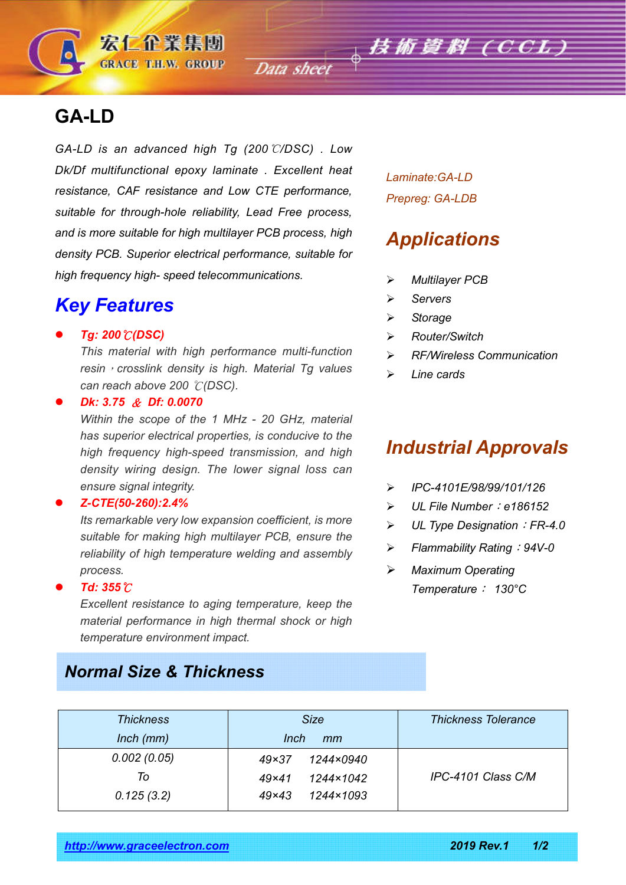# GA-LD

*GA-LD is an advanced high Tg (200℃/DSC) . Low Dk/Df multifunctional epoxy laminate . Excellent heat resistance, CAF resistance and Low CTE performance, suitable for through-hole reliability, Lead Free process, and is more suitable for high multilayer PCB process, high density PCB. Superior electrical performance, suitable for high frequency high- speed telecommunications.*

*Laminate:GA-LD*

*Prepreg: GA-LDB*

## Key Features

- ***Tg: 200℃(DSC)***

  *This material with high performance multi-function resin，crosslink density is high. Material Tg values can reach above 200 ℃(DSC).*

- ***Dk: 3.75 & Df: 0.0070***

  *Within the scope of the 1 MHz - 20 GHz, material has superior electrical properties, is conducive to the high frequency high-speed transmission, and high density wiring design. The lower signal loss can ensure signal integrity.*

- ***Z-CTE(50-260):2.4%***

  *Its remarkable very low expansion coefficient, is more suitable for making high multilayer PCB, ensure the reliability of high temperature welding and assembly process.*

- ***Td: 355℃***

  *Excellent resistance to aging temperature, keep the material performance in high thermal shock or high temperature environment impact.*

## Applications

- *Multilayer PCB*
- *Servers*
- *Storage*
- *Router/Switch*
- *RF/Wireless Communication*
- *Line cards*

## Industrial Approvals

- *IPC-4101E/98/99/101/126*
- *UL File Number：e186152*
- *UL Type Designation：FR-4.0*
- *Flammability Rating：94V-0*
- *Maximum Operating Temperature： 130°C*

## Normal Size & Thickness

| Thickness Inch (mm) | Size Inch mm | Thickness Tolerance |
|---|---|---|
| 0.002 (0.05) To 0.125 (3.2) | 49×37 1244×0940<br>49×41 1244×1042<br>49×43 1244×1093 | IPC-4101 Class C/M |

http://www.graceelectron.com 2019 Rev.1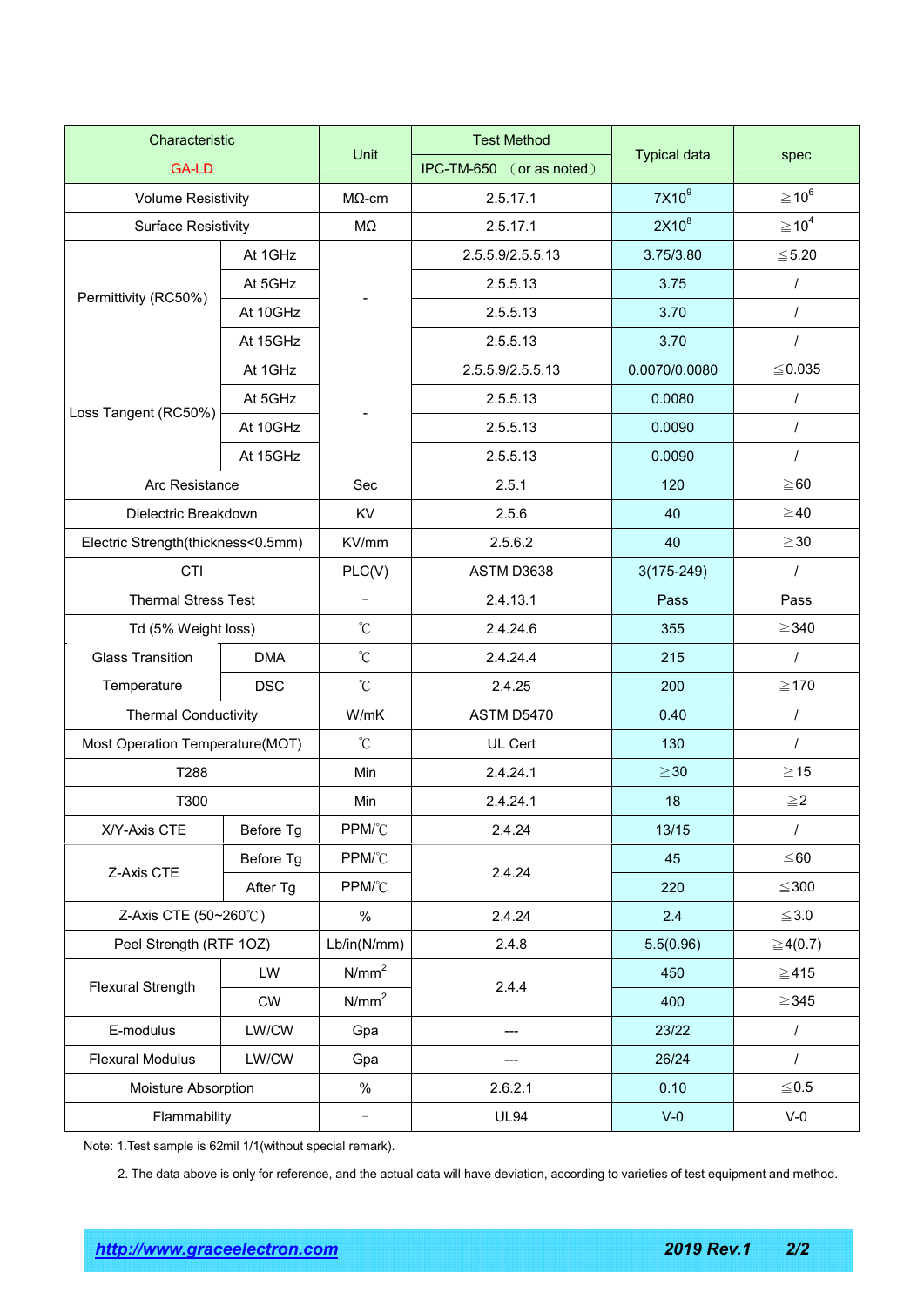| Characteristic GA-LD | | Unit | Test Method IPC-TM-650 （or as noted） | Typical data | spec |
|---|---|---|---|---|---|
| Volume Resistivity | | MΩ-cm | 2.5.17.1 | 7X$10^9$ | ≧$10^6$ |
| Surface Resistivity | | MΩ | 2.5.17.1 | 2X$10^8$ | ≧$10^4$ |
| Permittivity (RC50%) | At 1GHz | - | 2.5.5.9/2.5.5.13 | 3.75/3.80 | ≦5.20 |
| | At 5GHz | | 2.5.5.13 | 3.75 | / |
| | At 10GHz | | 2.5.5.13 | 3.70 | / |
| | At 15GHz | | 2.5.5.13 | 3.70 | / |
| Loss Tangent (RC50%) | At 1GHz | - | 2.5.5.9/2.5.5.13 | 0.0070/0.0080 | ≦0.035 |
| | At 5GHz | | 2.5.5.13 | 0.0080 | / |
| | At 10GHz | | 2.5.5.13 | 0.0090 | / |
| | At 15GHz | | 2.5.5.13 | 0.0090 | / |
| Arc Resistance | | Sec | 2.5.1 | 120 | ≧60 |
| Dielectric Breakdown | | KV | 2.5.6 | 40 | ≧40 |
| Electric Strength(thickness<0.5mm) | | KV/mm | 2.5.6.2 | 40 | ≧30 |
| CTI | | PLC(V) | ASTM D3638 | 3(175-249) | / |
| Thermal Stress Test | | － | 2.4.13.1 | Pass | Pass |
| Td (5% Weight loss) | | ℃ | 2.4.24.6 | 355 | ≧340 |
| Glass Transition Temperature | DMA | ℃ | 2.4.24.4 | 215 | / |
| | DSC | ℃ | 2.4.25 | 200 | ≧170 |
| Thermal Conductivity | | W/mK | ASTM D5470 | 0.40 | / |
| Most Operation Temperature(MOT) | | ℃ | UL Cert | 130 | / |
| T288 | | Min | 2.4.24.1 | ≧30 | ≧15 |
| T300 | | Min | 2.4.24.1 | 18 | ≧2 |
| X/Y-Axis CTE | Before Tg | PPM/℃ | 2.4.24 | 13/15 | / |
| Z-Axis CTE | Before Tg | PPM/℃ | 2.4.24 | 45 | ≦60 |
| | After Tg | PPM/℃ | | 220 | ≦300 |
| Z-Axis CTE (50~260℃) | | % | 2.4.24 | 2.4 | ≦3.0 |
| Peel Strength (RTF 1OZ) | | Lb/in(N/mm) | 2.4.8 | 5.5(0.96) | ≧4(0.7) |
| Flexural Strength | LW | N/mm$^2$ | 2.4.4 | 450 | ≧415 |
| | CW | N/mm$^2$ | | 400 | ≧345 |
| E-modulus | LW/CW | Gpa | --- | 23/22 | / |
| Flexural Modulus | LW/CW | Gpa | --- | 26/24 | / |
| Moisture Absorption | | % | 2.6.2.1 | 0.10 | ≦0.5 |
| Flammability | | － | UL94 | V-0 | V-0 |

Note: 1.Test sample is 62mil 1/1(without special remark).

2. The data above is only for reference, and the actual data will have deviation, according to varieties of test equipment and method.

http://www.graceelectron.com 2019 Rev.1